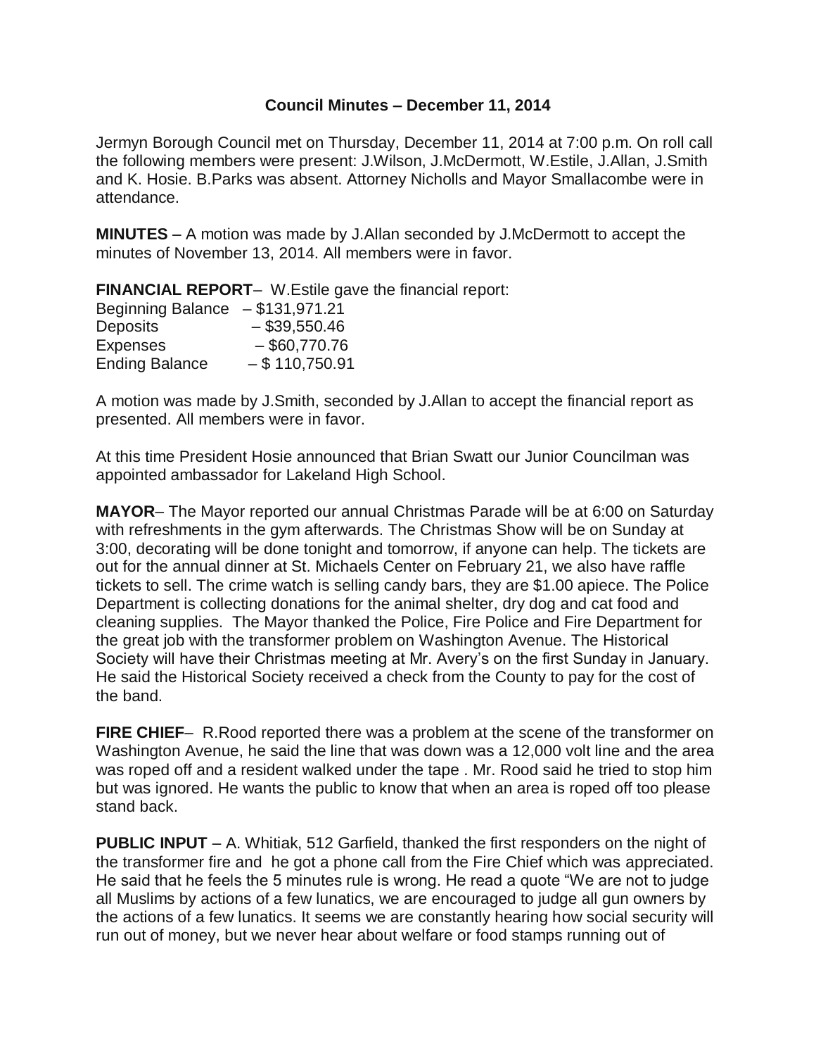**Council Minutes – December 11, 2014**

Jermyn Borough Council met on Thursday, December 11, 2014 at 7:00 p.m. On roll call the following members were present: J.Wilson, J.McDermott, W.Estile, J.Allan, J.Smith and K. Hosie. B.Parks was absent. Attorney Nicholls and Mayor Smallacombe were in attendance.

**MINUTES** – A motion was made by J.Allan seconded by J.McDermott to accept the minutes of November 13, 2014. All members were in favor.

**FINANCIAL REPORT**– W.Estile gave the financial report:

Beginning Balance – $131,971.21
Deposits – $39,550.46
Expenses – $60,770.76
Ending Balance – $ 110,750.91

A motion was made by J.Smith, seconded by J.Allan to accept the financial report as presented. All members were in favor.

At this time President Hosie announced that Brian Swatt our Junior Councilman was appointed ambassador for Lakeland High School.

**MAYOR**– The Mayor reported our annual Christmas Parade will be at 6:00 on Saturday with refreshments in the gym afterwards. The Christmas Show will be on Sunday at 3:00, decorating will be done tonight and tomorrow, if anyone can help. The tickets are out for the annual dinner at St. Michaels Center on February 21, we also have raffle tickets to sell. The crime watch is selling candy bars, they are $1.00 apiece. The Police Department is collecting donations for the animal shelter, dry dog and cat food and cleaning supplies. The Mayor thanked the Police, Fire Police and Fire Department for the great job with the transformer problem on Washington Avenue. The Historical Society will have their Christmas meeting at Mr. Avery's on the first Sunday in January. He said the Historical Society received a check from the County to pay for the cost of the band.

**FIRE CHIEF**– R.Rood reported there was a problem at the scene of the transformer on Washington Avenue, he said the line that was down was a 12,000 volt line and the area was roped off and a resident walked under the tape . Mr. Rood said he tried to stop him but was ignored. He wants the public to know that when an area is roped off too please stand back.

**PUBLIC INPUT** – A. Whitiak, 512 Garfield, thanked the first responders on the night of the transformer fire and he got a phone call from the Fire Chief which was appreciated. He said that he feels the 5 minutes rule is wrong. He read a quote "We are not to judge all Muslims by actions of a few lunatics, we are encouraged to judge all gun owners by the actions of a few lunatics. It seems we are constantly hearing how social security will run out of money, but we never hear about welfare or food stamps running out of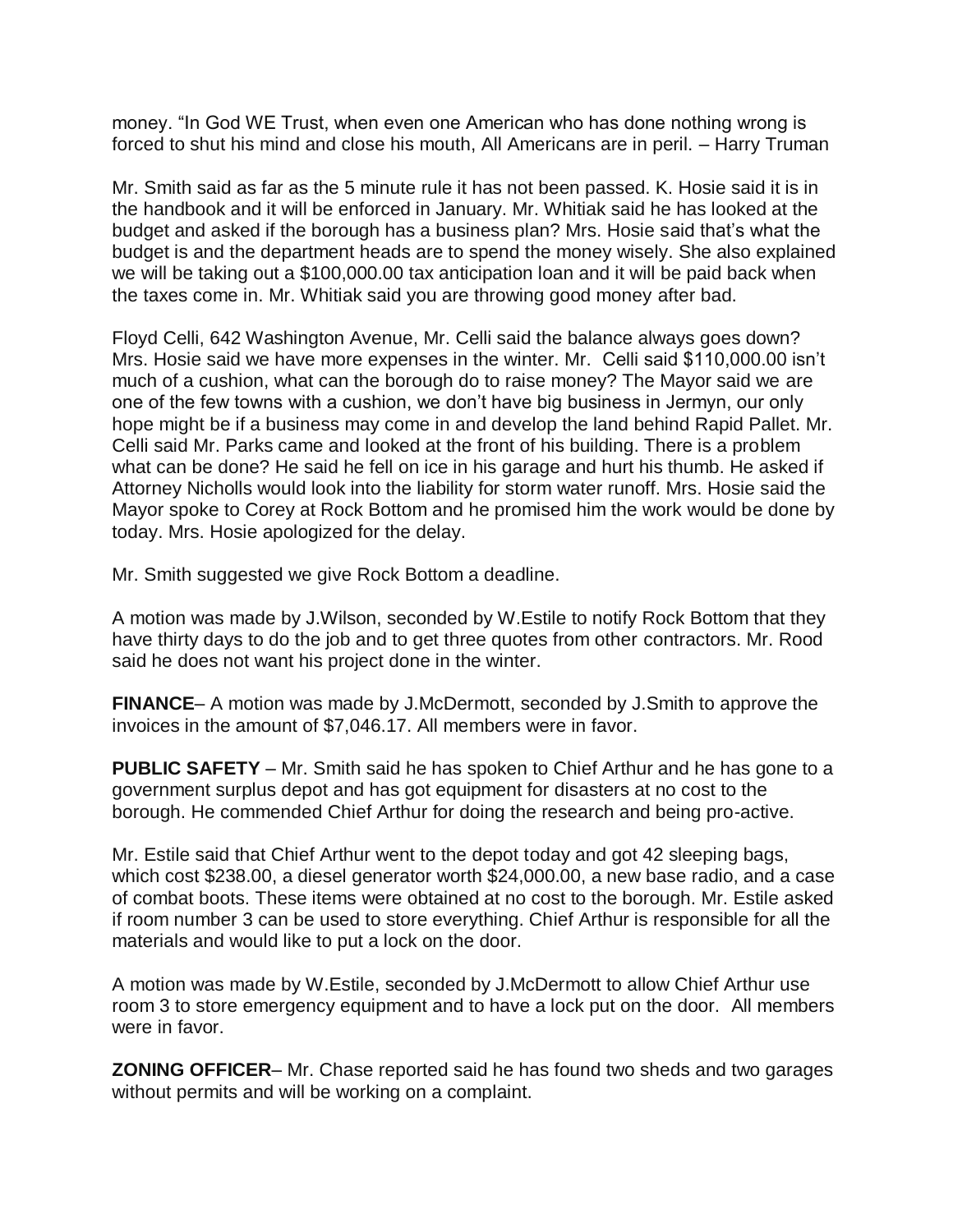money. “In God WE Trust, when even one American who has done nothing wrong is forced to shut his mind and close his mouth, All Americans are in peril. – Harry Truman

Mr. Smith said as far as the 5 minute rule it has not been passed. K. Hosie said it is in the handbook and it will be enforced in January. Mr. Whitiak said he has looked at the budget and asked if the borough has a business plan? Mrs. Hosie said that’s what the budget is and the department heads are to spend the money wisely. She also explained we will be taking out a $100,000.00 tax anticipation loan and it will be paid back when the taxes come in. Mr. Whitiak said you are throwing good money after bad.

Floyd Celli, 642 Washington Avenue, Mr. Celli said the balance always goes down? Mrs. Hosie said we have more expenses in the winter. Mr. Celli said $110,000.00 isn’t much of a cushion, what can the borough do to raise money? The Mayor said we are one of the few towns with a cushion, we don’t have big business in Jermyn, our only hope might be if a business may come in and develop the land behind Rapid Pallet. Mr. Celli said Mr. Parks came and looked at the front of his building. There is a problem what can be done? He said he fell on ice in his garage and hurt his thumb. He asked if Attorney Nicholls would look into the liability for storm water runoff. Mrs. Hosie said the Mayor spoke to Corey at Rock Bottom and he promised him the work would be done by today. Mrs. Hosie apologized for the delay.

Mr. Smith suggested we give Rock Bottom a deadline.

A motion was made by J.Wilson, seconded by W.Estile to notify Rock Bottom that they have thirty days to do the job and to get three quotes from other contractors. Mr. Rood said he does not want his project done in the winter.

**FINANCE**– A motion was made by J.McDermott, seconded by J.Smith to approve the invoices in the amount of $7,046.17. All members were in favor.

**PUBLIC SAFETY** – Mr. Smith said he has spoken to Chief Arthur and he has gone to a government surplus depot and has got equipment for disasters at no cost to the borough. He commended Chief Arthur for doing the research and being pro-active.

Mr. Estile said that Chief Arthur went to the depot today and got 42 sleeping bags, which cost $238.00, a diesel generator worth $24,000.00, a new base radio, and a case of combat boots. These items were obtained at no cost to the borough. Mr. Estile asked if room number 3 can be used to store everything. Chief Arthur is responsible for all the materials and would like to put a lock on the door.

A motion was made by W.Estile, seconded by J.McDermott to allow Chief Arthur use room 3 to store emergency equipment and to have a lock put on the door. All members were in favor.

**ZONING OFFICER**– Mr. Chase reported said he has found two sheds and two garages without permits and will be working on a complaint.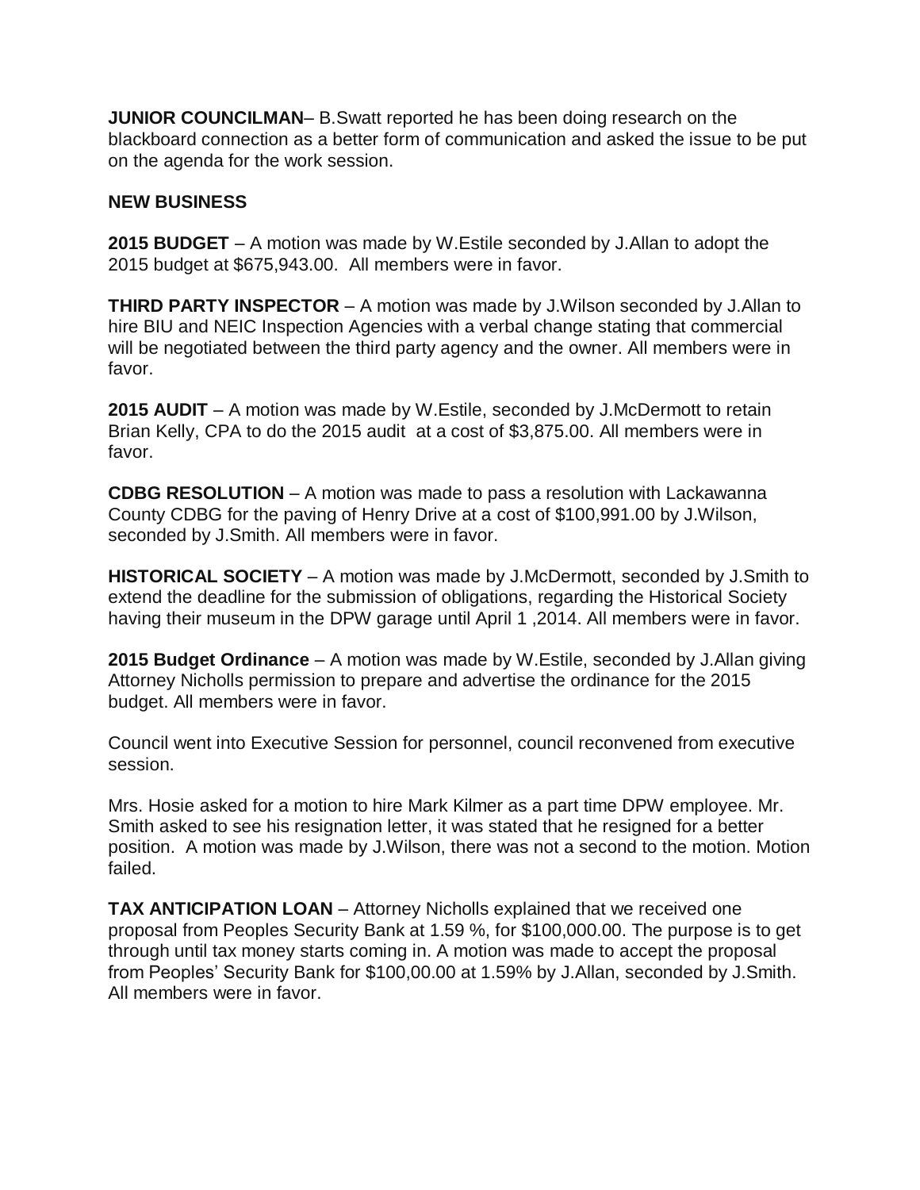**JUNIOR COUNCILMAN**– B.Swatt reported he has been doing research on the blackboard connection as a better form of communication and asked the issue to be put on the agenda for the work session.

**NEW BUSINESS**

**2015 BUDGET** – A motion was made by W.Estile seconded by J.Allan to adopt the 2015 budget at $675,943.00. All members were in favor.

**THIRD PARTY INSPECTOR** – A motion was made by J.Wilson seconded by J.Allan to hire BIU and NEIC Inspection Agencies with a verbal change stating that commercial will be negotiated between the third party agency and the owner. All members were in favor.

**2015 AUDIT** – A motion was made by W.Estile, seconded by J.McDermott to retain Brian Kelly, CPA to do the 2015 audit at a cost of $3,875.00. All members were in favor.

**CDBG RESOLUTION** – A motion was made to pass a resolution with Lackawanna County CDBG for the paving of Henry Drive at a cost of $100,991.00 by J.Wilson, seconded by J.Smith. All members were in favor.

**HISTORICAL SOCIETY** – A motion was made by J.McDermott, seconded by J.Smith to extend the deadline for the submission of obligations, regarding the Historical Society having their museum in the DPW garage until April 1 ,2014. All members were in favor.

**2015 Budget Ordinance** – A motion was made by W.Estile, seconded by J.Allan giving Attorney Nicholls permission to prepare and advertise the ordinance for the 2015 budget. All members were in favor.

Council went into Executive Session for personnel, council reconvened from executive session.

Mrs. Hosie asked for a motion to hire Mark Kilmer as a part time DPW employee. Mr. Smith asked to see his resignation letter, it was stated that he resigned for a better position. A motion was made by J.Wilson, there was not a second to the motion. Motion failed.

**TAX ANTICIPATION LOAN** – Attorney Nicholls explained that we received one proposal from Peoples Security Bank at 1.59 %, for $100,000.00. The purpose is to get through until tax money starts coming in. A motion was made to accept the proposal from Peoples' Security Bank for $100,00.00 at 1.59% by J.Allan, seconded by J.Smith. All members were in favor.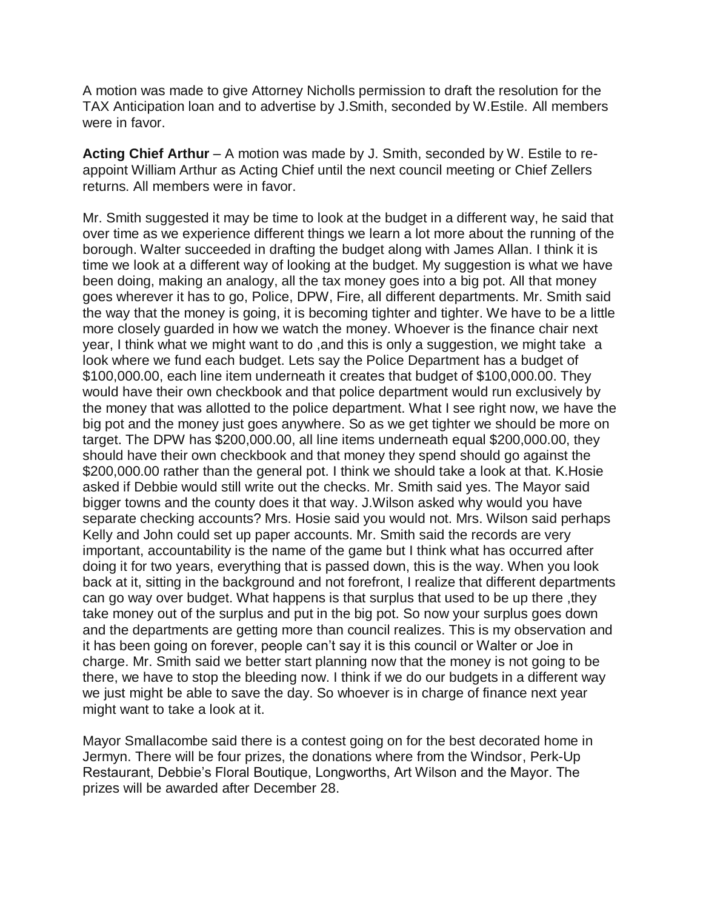A motion was made to give Attorney Nicholls permission to draft the resolution for the TAX Anticipation loan and to advertise by J.Smith, seconded by W.Estile. All members were in favor.

**Acting Chief Arthur** – A motion was made by J. Smith, seconded by W. Estile to re-appoint William Arthur as Acting Chief until the next council meeting or Chief Zellers returns. All members were in favor.

Mr. Smith suggested it may be time to look at the budget in a different way, he said that over time as we experience different things we learn a lot more about the running of the borough. Walter succeeded in drafting the budget along with James Allan. I think it is time we look at a different way of looking at the budget. My suggestion is what we have been doing, making an analogy, all the tax money goes into a big pot. All that money goes wherever it has to go, Police, DPW, Fire, all different departments. Mr. Smith said the way that the money is going, it is becoming tighter and tighter. We have to be a little more closely guarded in how we watch the money. Whoever is the finance chair next year, I think what we might want to do ,and this is only a suggestion, we might take a look where we fund each budget. Lets say the Police Department has a budget of $100,000.00, each line item underneath it creates that budget of $100,000.00. They would have their own checkbook and that police department would run exclusively by the money that was allotted to the police department. What I see right now, we have the big pot and the money just goes anywhere. So as we get tighter we should be more on target. The DPW has $200,000.00, all line items underneath equal $200,000.00, they should have their own checkbook and that money they spend should go against the $200,000.00 rather than the general pot. I think we should take a look at that. K.Hosie asked if Debbie would still write out the checks. Mr. Smith said yes. The Mayor said bigger towns and the county does it that way. J.Wilson asked why would you have separate checking accounts? Mrs. Hosie said you would not. Mrs. Wilson said perhaps Kelly and John could set up paper accounts. Mr. Smith said the records are very important, accountability is the name of the game but I think what has occurred after doing it for two years, everything that is passed down, this is the way. When you look back at it, sitting in the background and not forefront, I realize that different departments can go way over budget. What happens is that surplus that used to be up there ,they take money out of the surplus and put in the big pot. So now your surplus goes down and the departments are getting more than council realizes. This is my observation and it has been going on forever, people can't say it is this council or Walter or Joe in charge. Mr. Smith said we better start planning now that the money is not going to be there, we have to stop the bleeding now. I think if we do our budgets in a different way we just might be able to save the day. So whoever is in charge of finance next year might want to take a look at it.

Mayor Smallacombe said there is a contest going on for the best decorated home in Jermyn. There will be four prizes, the donations where from the Windsor, Perk-Up Restaurant, Debbie's Floral Boutique, Longworths, Art Wilson and the Mayor. The prizes will be awarded after December 28.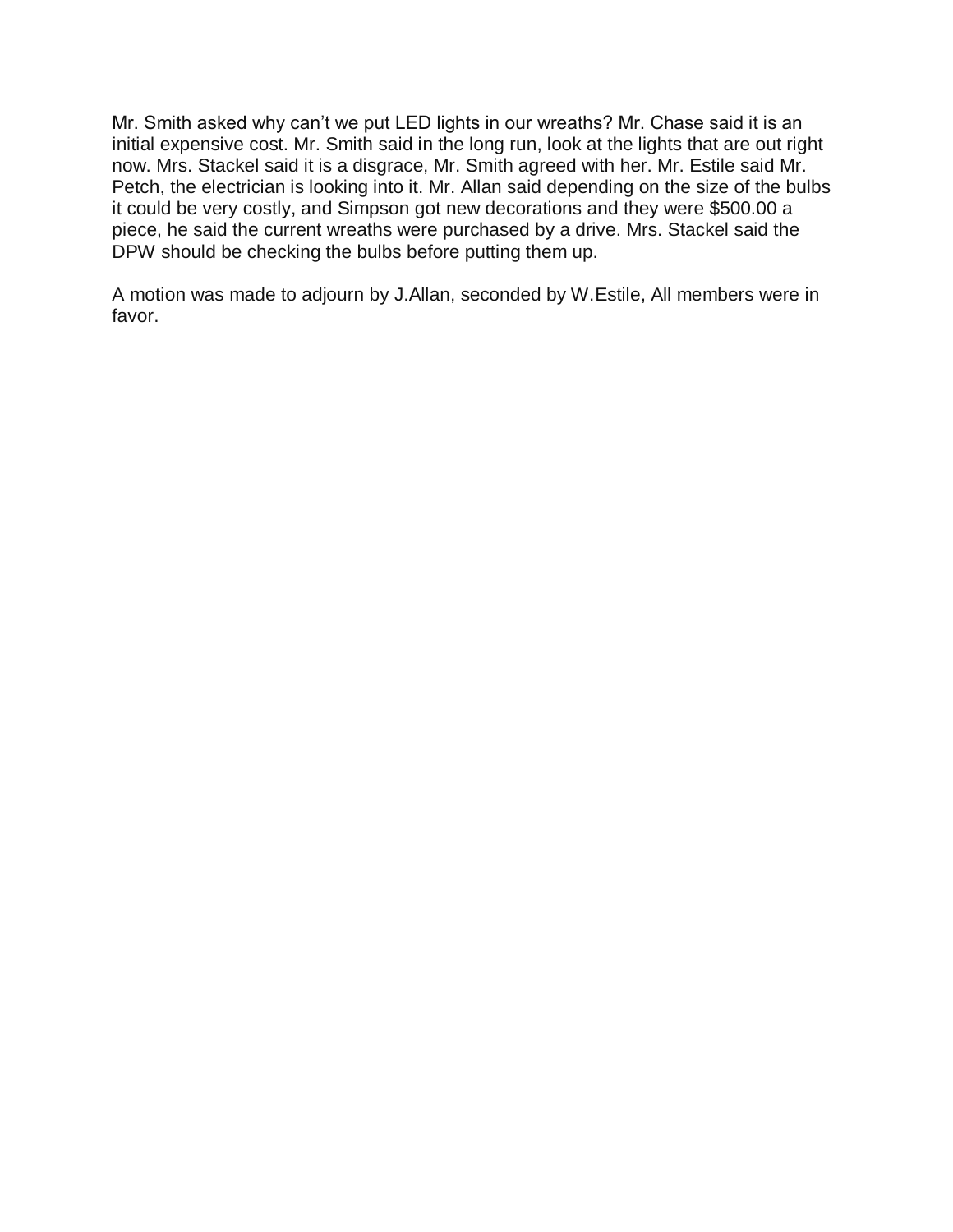Mr. Smith asked why can't we put LED lights in our wreaths? Mr. Chase said it is an initial expensive cost. Mr. Smith said in the long run, look at the lights that are out right now. Mrs. Stackel said it is a disgrace, Mr. Smith agreed with her. Mr. Estile said Mr. Petch, the electrician is looking into it. Mr. Allan said depending on the size of the bulbs it could be very costly, and Simpson got new decorations and they were $500.00 a piece, he said the current wreaths were purchased by a drive. Mrs. Stackel said the DPW should be checking the bulbs before putting them up.

A motion was made to adjourn by J.Allan, seconded by W.Estile, All members were in favor.